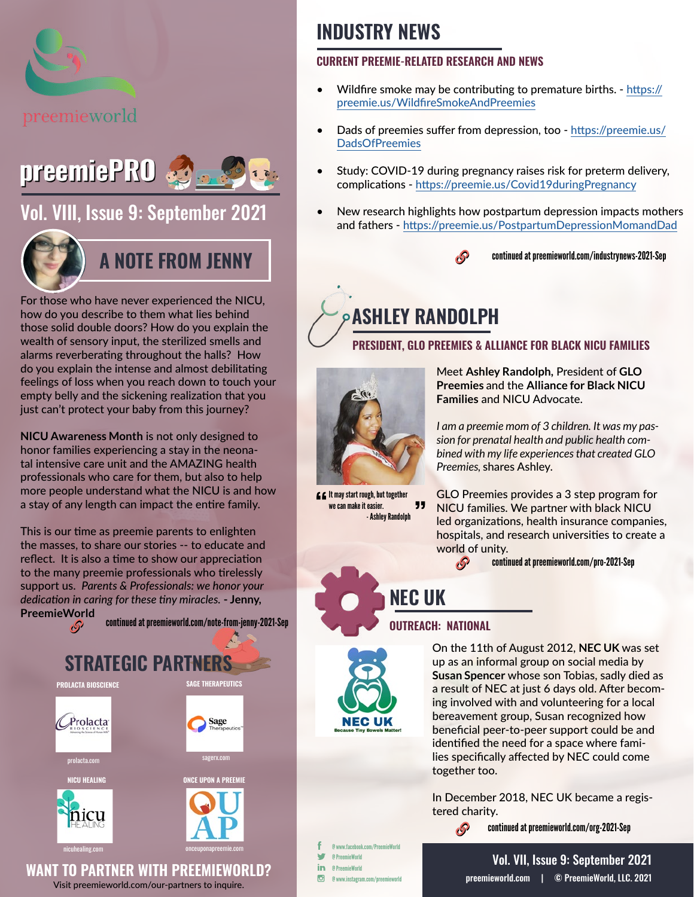preemieworld

# preemiePRO

## Vol. VIII, Issue 9: September 2021

## A NOTE FROM JENNY

For those who have never experienced the NICU, how do you describe to them what lies behind those solid double doors? How do you explain the wealth of sensory input, the sterilized smells and alarms reverberating throughout the halls? How do you explain the intense and almost debilitating feelings of loss when you reach down to touch your empty belly and the sickening realization that you just can't protect your baby from this journey?

**NICU Awareness Month** is not only designed to honor families experiencing a stay in the neonatal intensive care unit and the AMAZING health professionals who care for them, but also to help more people understand what the NICU is and how a stay of any length can impact the entire family.

This is our time as preemie parents to enlighten the masses, to share our stories -- to educate and reflect. It is also a time to show our appreciation to the many preemie professionals who tirelessly support us. *Parents & Professionals: we honor your dedication in caring for these tiny miracles.* **- Jenny, PreemieWorld**

continued at preemieworld.com/note-from-jenny-2021-Sep

## STRATEGIC PARTNERS

- PROLACTA BIOSCIENCE – prolacta.com
- SAGE THERAPEUTICS – sagerx.com
- NICU HEALING – nicuhealing.com
- ONCE UPON A PREEMIE – onceuponapreemie.com

## WANT TO PARTNER WITH PREEMIEWORLD?

Visit preemieworld.com/our-partners to inquire.

# INDUSTRY NEWS

### CURRENT PREEMIE-RELATED RESEARCH AND NEWS

- Wildfire smoke may be contributing to premature births. - https://preemie.us/WildfireSmokeAndPreemies
- Dads of preemies suffer from depression, too - https://preemie.us/DadsOfPreemies
- Study: COVID-19 during pregnancy raises risk for preterm delivery, complications - https://preemie.us/Covid19duringPregnancy
- New research highlights how postpartum depression impacts mothers and fathers - https://preemie.us/PostpartumDepressionMomandDad

continued at preemieworld.com/industrynews-2021-Sep

# ASHLEY RANDOLPH

### PRESIDENT, GLO PREEMIES & ALLIANCE FOR BLACK NICU FAMILIES

"It may start rough, but together we can make it easier." - Ashley Randolph

Meet **Ashley Randolph,** President of **GLO Preemies** and the **Alliance for Black NICU Families** and NICU Advocate.

*I am a preemie mom of 3 children. It was my passion for prenatal health and public health combined with my life experiences that created GLO Preemies,* shares Ashley.

GLO Preemies provides a 3 step program for NICU families. We partner with black NICU led organizations, health insurance companies, hospitals, and research universities to create a world of unity.

continued at preemieworld.com/pro-2021-Sep

# NEC UK

### OUTREACH: NATIONAL

NEC UK – Because Tiny Bowels Matter!

On the 11th of August 2012, **NEC UK** was set up as an informal group on social media by **Susan Spencer** whose son Tobias, sadly died as a result of NEC at just 6 days old. After becoming involved with and volunteering for a local bereavement group, Susan recognized how beneficial peer-to-peer support could be and identified the need for a space where families specifically affected by NEC could come together too.

In December 2018, NEC UK became a registered charity.

continued at preemieworld.com/org-2021-Sep

@www.facebook.com/PreemieWorld
@PreemieWorld
@PreemieWorld
@www.instagram.com/preemieworld

Vol. VII, Issue 9: September 2021
preemieworld.com | © PreemieWorld, LLC. 2021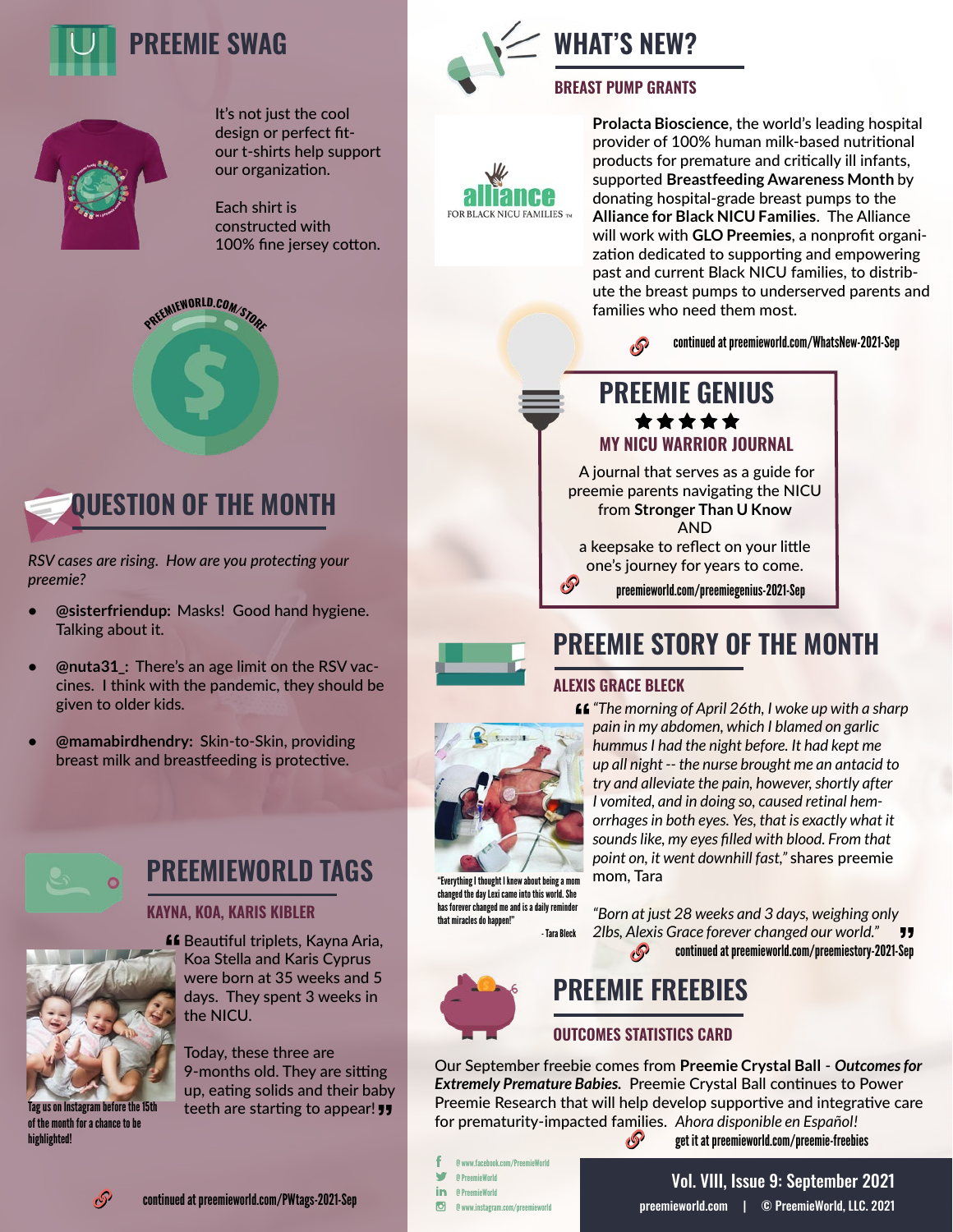## PREEMIE SWAG

It's not just the cool design or perfect fit-our t-shirts help support our organization.

Each shirt is constructed with 100% fine jersey cotton.

PREEMIEWORLD.COM/STORE

## QUESTION OF THE MONTH

*RSV cases are rising. How are you protecting your preemie?*

- **@sisterfriendup:** Masks! Good hand hygiene. Talking about it.
- **@nuta31_:** There's an age limit on the RSV vaccines. I think with the pandemic, they should be given to older kids.
- **@mamabirdhendry:** Skin-to-Skin, providing breast milk and breastfeeding is protective.

## PREEMIEWORLD TAGS

### KAYNA, KOA, KARIS KIBLER

"Beautiful triplets, Kayna Aria, Koa Stella and Karis Cyprus were born at 35 weeks and 5 days. They spent 3 weeks in the NICU.

Today, these three are 9-months old. They are sitting up, eating solids and their baby teeth are starting to appear!"

Tag us on Instagram before the 15th of the month for a chance to be highlighted!

continued at preemieworld.com/PWtags-2021-Sep

## WHAT'S NEW?

### BREAST PUMP GRANTS

alliance FOR BLACK NICU FAMILIES™

**Prolacta Bioscience**, the world's leading hospital provider of 100% human milk-based nutritional products for premature and critically ill infants, supported **Breastfeeding Awareness Month** by donating hospital-grade breast pumps to the **Alliance for Black NICU Families**. The Alliance will work with **GLO Preemies**, a nonprofit organization dedicated to supporting and empowering past and current Black NICU families, to distribute the breast pumps to underserved parents and families who need them most.

continued at preemieworld.com/WhatsNew-2021-Sep

## PREEMIE GENIUS

★★★★★

### MY NICU WARRIOR JOURNAL

A journal that serves as a guide for preemie parents navigating the NICU from **Stronger Than U Know**
AND
a keepsake to reflect on your little one's journey for years to come.

preemieworld.com/preemiegenius-2021-Sep

## PREEMIE STORY OF THE MONTH

### ALEXIS GRACE BLECK

*"The morning of April 26th, I woke up with a sharp pain in my abdomen, which I blamed on garlic hummus I had the night before. It had kept me up all night -- the nurse brought me an antacid to try and alleviate the pain, however, shortly after I vomited, and in doing so, caused retinal hemorrhages in both eyes. Yes, that is exactly what it sounds like, my eyes filled with blood. From that point on, it went downhill fast,"* shares preemie mom, Tara

*"Born at just 28 weeks and 3 days, weighing only 2lbs, Alexis Grace forever changed our world."*

"Everything I thought I knew about being a mom changed the day Lexi came into this world. She has forever changed me and is a daily reminder that miracles do happen!"
- Tara Bleck

continued at preemieworld.com/preemiestory-2021-Sep

## PREEMIE FREEBIES

### OUTCOMES STATISTICS CARD

Our September freebie comes from **Preemie Crystal Ball** - ***Outcomes for Extremely Premature Babies.*** Preemie Crystal Ball continues to Power Preemie Research that will help develop supportive and integrative care for prematurity-impacted families. *Ahora disponible en Español!*

get it at preemieworld.com/preemie-freebies

@www.facebook.com/PreemieWorld
@PreemieWorld
@PreemieWorld
@www.instagram.com/preemieworld

Vol. VIII, Issue 9: September 2021
preemieworld.com | © PreemieWorld, LLC. 2021